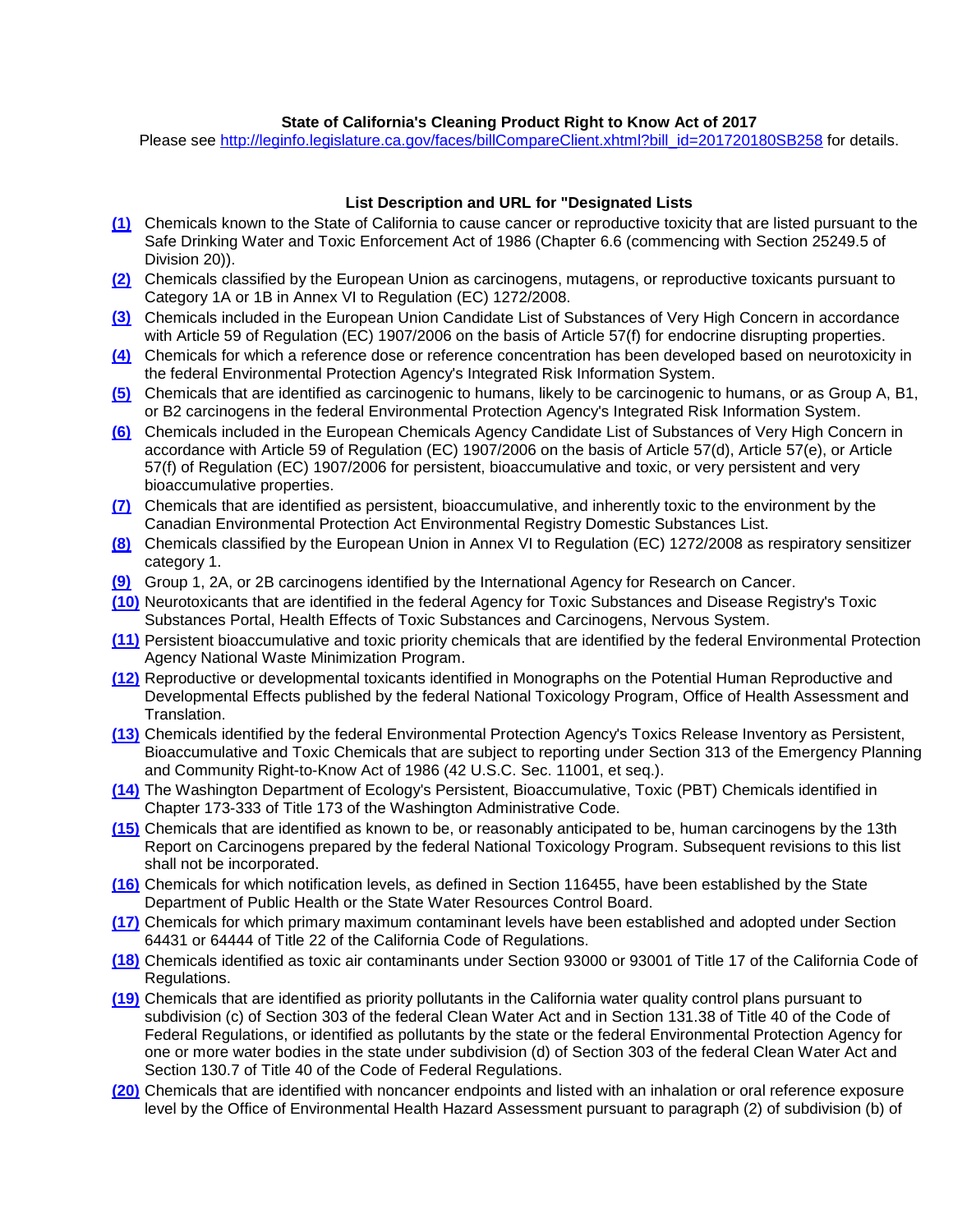**State of California's Cleaning Product Right to Know Act of 2017**

Please see http://leginfo.legislature.ca.gov/faces/billCompareClient.xhtml?bill_id=201720180SB258 for details.

**List Description and URL for "Designated Lists**

**(1)** Chemicals known to the State of California to cause cancer or reproductive toxicity that are listed pursuant to the Safe Drinking Water and Toxic Enforcement Act of 1986 (Chapter 6.6 (commencing with Section 25249.5 of Division 20)).

**(2)** Chemicals classified by the European Union as carcinogens, mutagens, or reproductive toxicants pursuant to Category 1A or 1B in Annex VI to Regulation (EC) 1272/2008.

**(3)** Chemicals included in the European Union Candidate List of Substances of Very High Concern in accordance with Article 59 of Regulation (EC) 1907/2006 on the basis of Article 57(f) for endocrine disrupting properties.

**(4)** Chemicals for which a reference dose or reference concentration has been developed based on neurotoxicity in the federal Environmental Protection Agency's Integrated Risk Information System.

**(5)** Chemicals that are identified as carcinogenic to humans, likely to be carcinogenic to humans, or as Group A, B1, or B2 carcinogens in the federal Environmental Protection Agency's Integrated Risk Information System.

**(6)** Chemicals included in the European Chemicals Agency Candidate List of Substances of Very High Concern in accordance with Article 59 of Regulation (EC) 1907/2006 on the basis of Article 57(d), Article 57(e), or Article 57(f) of Regulation (EC) 1907/2006 for persistent, bioaccumulative and toxic, or very persistent and very bioaccumulative properties.

**(7)** Chemicals that are identified as persistent, bioaccumulative, and inherently toxic to the environment by the Canadian Environmental Protection Act Environmental Registry Domestic Substances List.

**(8)** Chemicals classified by the European Union in Annex VI to Regulation (EC) 1272/2008 as respiratory sensitizer category 1.

**(9)** Group 1, 2A, or 2B carcinogens identified by the International Agency for Research on Cancer.

**(10)** Neurotoxicants that are identified in the federal Agency for Toxic Substances and Disease Registry's Toxic Substances Portal, Health Effects of Toxic Substances and Carcinogens, Nervous System.

**(11)** Persistent bioaccumulative and toxic priority chemicals that are identified by the federal Environmental Protection Agency National Waste Minimization Program.

**(12)** Reproductive or developmental toxicants identified in Monographs on the Potential Human Reproductive and Developmental Effects published by the federal National Toxicology Program, Office of Health Assessment and Translation.

**(13)** Chemicals identified by the federal Environmental Protection Agency's Toxics Release Inventory as Persistent, Bioaccumulative and Toxic Chemicals that are subject to reporting under Section 313 of the Emergency Planning and Community Right-to-Know Act of 1986 (42 U.S.C. Sec. 11001, et seq.).

**(14)** The Washington Department of Ecology's Persistent, Bioaccumulative, Toxic (PBT) Chemicals identified in Chapter 173-333 of Title 173 of the Washington Administrative Code.

**(15)** Chemicals that are identified as known to be, or reasonably anticipated to be, human carcinogens by the 13th Report on Carcinogens prepared by the federal National Toxicology Program. Subsequent revisions to this list shall not be incorporated.

**(16)** Chemicals for which notification levels, as defined in Section 116455, have been established by the State Department of Public Health or the State Water Resources Control Board.

**(17)** Chemicals for which primary maximum contaminant levels have been established and adopted under Section 64431 or 64444 of Title 22 of the California Code of Regulations.

**(18)** Chemicals identified as toxic air contaminants under Section 93000 or 93001 of Title 17 of the California Code of Regulations.

**(19)** Chemicals that are identified as priority pollutants in the California water quality control plans pursuant to subdivision (c) of Section 303 of the federal Clean Water Act and in Section 131.38 of Title 40 of the Code of Federal Regulations, or identified as pollutants by the state or the federal Environmental Protection Agency for one or more water bodies in the state under subdivision (d) of Section 303 of the federal Clean Water Act and Section 130.7 of Title 40 of the Code of Federal Regulations.

**(20)** Chemicals that are identified with noncancer endpoints and listed with an inhalation or oral reference exposure level by the Office of Environmental Health Hazard Assessment pursuant to paragraph (2) of subdivision (b) of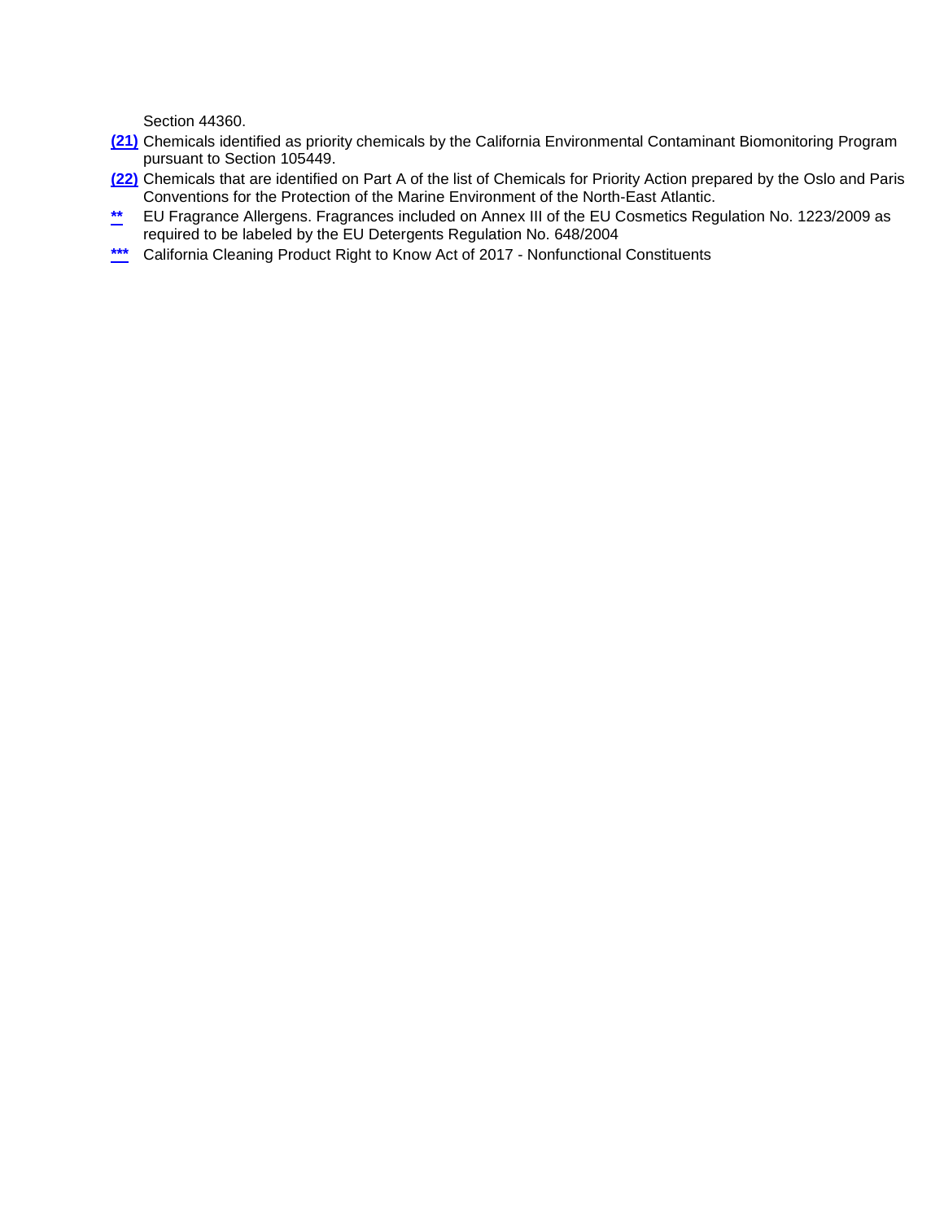Section 44360.

(21) Chemicals identified as priority chemicals by the California Environmental Contaminant Biomonitoring Program pursuant to Section 105449.

(22) Chemicals that are identified on Part A of the list of Chemicals for Priority Action prepared by the Oslo and Paris Conventions for the Protection of the Marine Environment of the North-East Atlantic.

** EU Fragrance Allergens. Fragrances included on Annex III of the EU Cosmetics Regulation No. 1223/2009 as required to be labeled by the EU Detergents Regulation No. 648/2004

*** California Cleaning Product Right to Know Act of 2017 - Nonfunctional Constituents